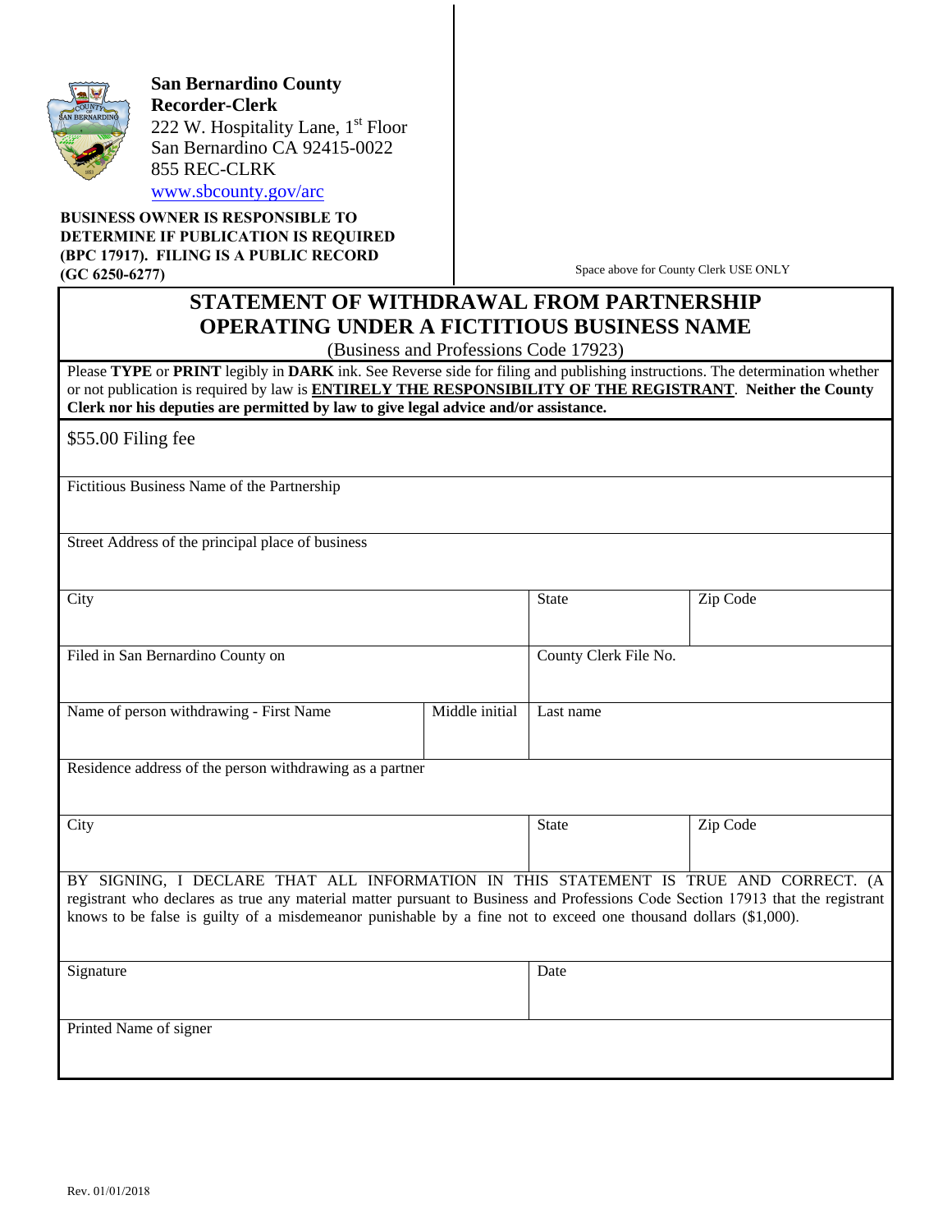**San Bernardino County Recorder-Clerk**
222 W. Hospitality Lane, 1st Floor
San Bernardino CA 92415-0022
855 REC-CLRK
www.sbcounty.gov/arc

**BUSINESS OWNER IS RESPONSIBLE TO DETERMINE IF PUBLICATION IS REQUIRED (BPC 17917). FILING IS A PUBLIC RECORD (GC 6250-6277)**

Space above for County Clerk USE ONLY

# STATEMENT OF WITHDRAWAL FROM PARTNERSHIP OPERATING UNDER A FICTITIOUS BUSINESS NAME

(Business and Professions Code 17923)

Please **TYPE** or **PRINT** legibly in **DARK** ink. See Reverse side for filing and publishing instructions. The determination whether or not publication is required by law is **ENTIRELY THE RESPONSIBILITY OF THE REGISTRANT**. **Neither the County Clerk nor his deputies are permitted by law to give legal advice and/or assistance.**

$55.00 Filing fee

| | | | |
|---|---|---|---|
| Fictitious Business Name of the Partnership | | | |
| Street Address of the principal place of business | | | |
| City | | State | Zip Code |
| Filed in San Bernardino County on | | County Clerk File No. | |
| Name of person withdrawing - First Name | Middle initial | Last name | |
| Residence address of the person withdrawing as a partner | | | |
| City | | State | Zip Code |

BY SIGNING, I DECLARE THAT ALL INFORMATION IN THIS STATEMENT IS TRUE AND CORRECT. (A registrant who declares as true any material matter pursuant to Business and Professions Code Section 17913 that the registrant knows to be false is guilty of a misdemeanor punishable by a fine not to exceed one thousand dollars ($1,000).

| | |
|---|---|
| Signature | Date |
| Printed Name of signer | |

Rev. 01/01/2018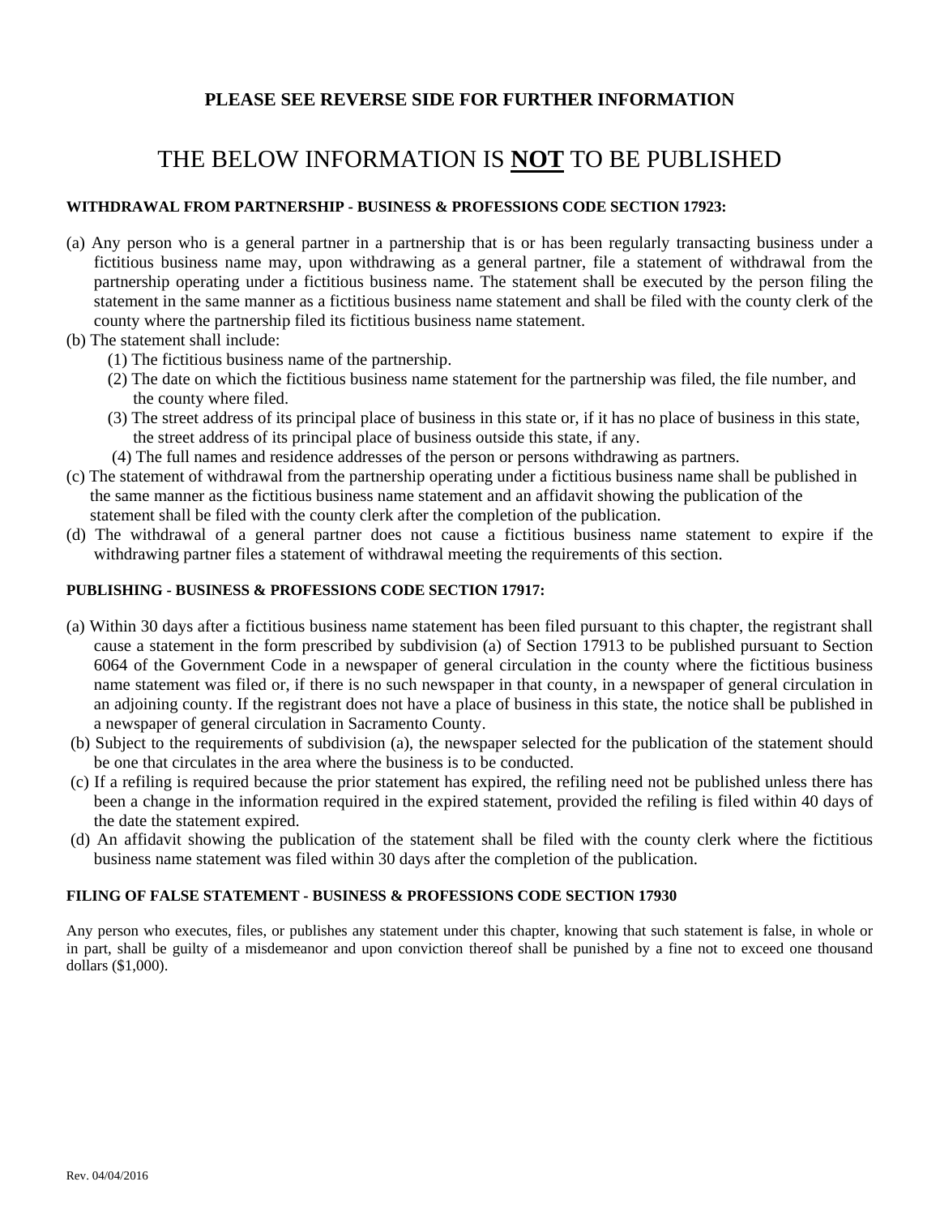**PLEASE SEE REVERSE SIDE FOR FURTHER INFORMATION**

# THE BELOW INFORMATION IS **NOT** TO BE PUBLISHED

**WITHDRAWAL FROM PARTNERSHIP - BUSINESS & PROFESSIONS CODE SECTION 17923:**

(a) Any person who is a general partner in a partnership that is or has been regularly transacting business under a fictitious business name may, upon withdrawing as a general partner, file a statement of withdrawal from the partnership operating under a fictitious business name. The statement shall be executed by the person filing the statement in the same manner as a fictitious business name statement and shall be filed with the county clerk of the county where the partnership filed its fictitious business name statement.

(b) The statement shall include:

- (1) The fictitious business name of the partnership.
- (2) The date on which the fictitious business name statement for the partnership was filed, the file number, and the county where filed.
- (3) The street address of its principal place of business in this state or, if it has no place of business in this state, the street address of its principal place of business outside this state, if any.
- (4) The full names and residence addresses of the person or persons withdrawing as partners.

(c) The statement of withdrawal from the partnership operating under a fictitious business name shall be published in the same manner as the fictitious business name statement and an affidavit showing the publication of the statement shall be filed with the county clerk after the completion of the publication.

(d) The withdrawal of a general partner does not cause a fictitious business name statement to expire if the withdrawing partner files a statement of withdrawal meeting the requirements of this section.

**PUBLISHING - BUSINESS & PROFESSIONS CODE SECTION 17917:**

(a) Within 30 days after a fictitious business name statement has been filed pursuant to this chapter, the registrant shall cause a statement in the form prescribed by subdivision (a) of Section 17913 to be published pursuant to Section 6064 of the Government Code in a newspaper of general circulation in the county where the fictitious business name statement was filed or, if there is no such newspaper in that county, in a newspaper of general circulation in an adjoining county. If the registrant does not have a place of business in this state, the notice shall be published in a newspaper of general circulation in Sacramento County.

(b) Subject to the requirements of subdivision (a), the newspaper selected for the publication of the statement should be one that circulates in the area where the business is to be conducted.

(c) If a refiling is required because the prior statement has expired, the refiling need not be published unless there has been a change in the information required in the expired statement, provided the refiling is filed within 40 days of the date the statement expired.

(d) An affidavit showing the publication of the statement shall be filed with the county clerk where the fictitious business name statement was filed within 30 days after the completion of the publication.

**FILING OF FALSE STATEMENT - BUSINESS & PROFESSIONS CODE SECTION 17930**

Any person who executes, files, or publishes any statement under this chapter, knowing that such statement is false, in whole or in part, shall be guilty of a misdemeanor and upon conviction thereof shall be punished by a fine not to exceed one thousand dollars ($1,000).

Rev. 04/04/2016